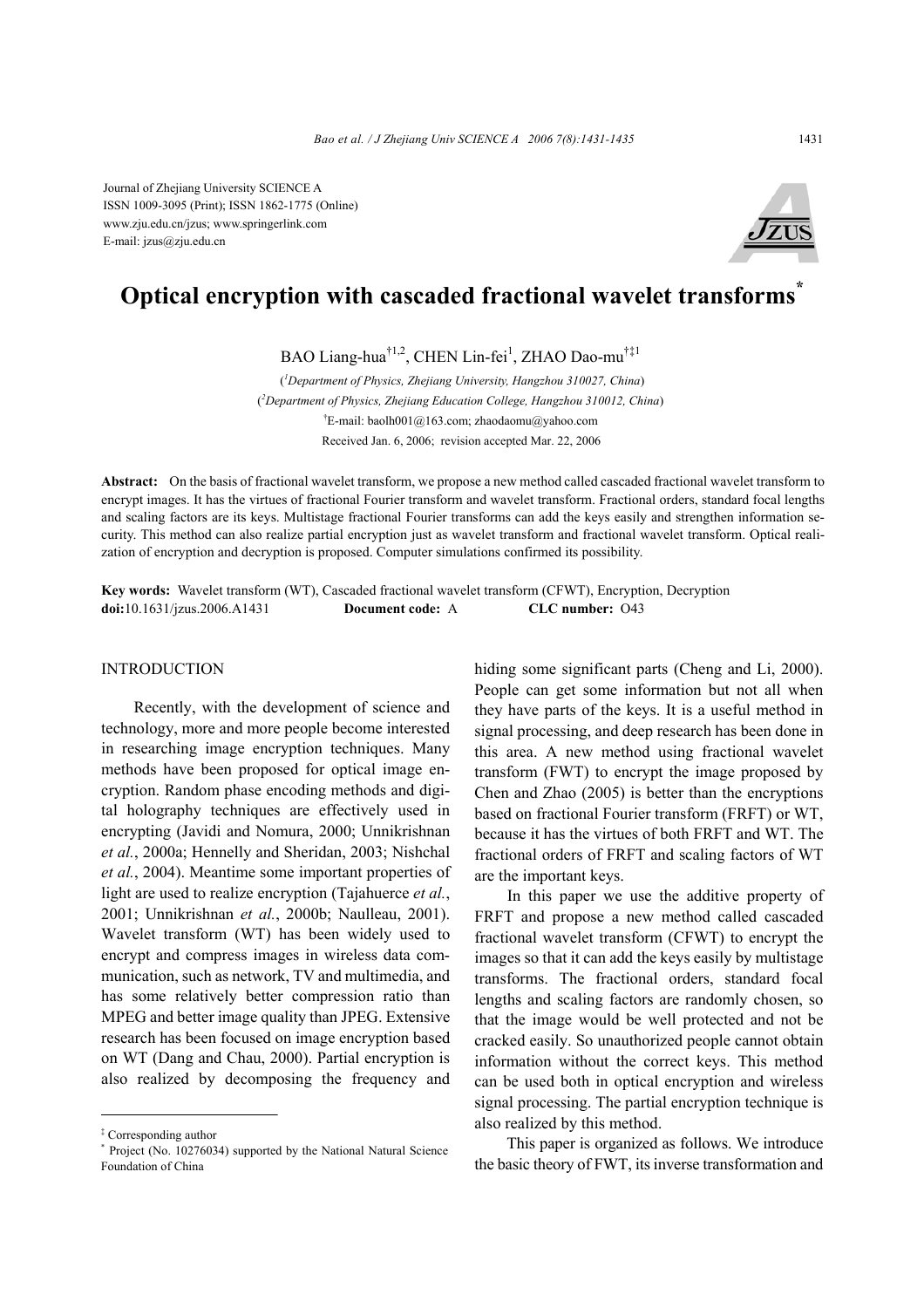Journal of Zhejiang University SCIENCE A
ISSN 1009-3095 (Print); ISSN 1862-1775 (Online)
www.zju.edu.cn/jzus; www.springerlink.com
E-mail: jzus@zju.edu.cn

# Optical encryption with cascaded fractional wavelet transforms*

BAO Liang-hua[†1,2], CHEN Lin-fei[1], ZHAO Dao-mu[†‡1]

([1]Department of Physics, Zhejiang University, Hangzhou 310027, China)

([2]Department of Physics, Zhejiang Education College, Hangzhou 310012, China)

[†]E-mail: baolh001@163.com; zhaodaomu@yahoo.com

Received Jan. 6, 2006; revision accepted Mar. 22, 2006

**Abstract:** On the basis of fractional wavelet transform, we propose a new method called cascaded fractional wavelet transform to encrypt images. It has the virtues of fractional Fourier transform and wavelet transform. Fractional orders, standard focal lengths and scaling factors are its keys. Multistage fractional Fourier transforms can add the keys easily and strengthen information security. This method can also realize partial encryption just as wavelet transform and fractional wavelet transform. Optical realization of encryption and decryption is proposed. Computer simulations confirmed its possibility.

**Key words:** Wavelet transform (WT), Cascaded fractional wavelet transform (CFWT), Encryption, Decryption
**doi:**10.1631/jzus.2006.A1431 **Document code:** A **CLC number:** O43

## INTRODUCTION

Recently, with the development of science and technology, more and more people become interested in researching image encryption techniques. Many methods have been proposed for optical image encryption. Random phase encoding methods and digital holography techniques are effectively used in encrypting (Javidi and Nomura, 2000; Unnikrishnan *et al.*, 2000a; Hennelly and Sheridan, 2003; Nishchal *et al.*, 2004). Meantime some important properties of light are used to realize encryption (Tajahuerce *et al.*, 2001; Unnikrishnan *et al.*, 2000b; Naulleau, 2001). Wavelet transform (WT) has been widely used to encrypt and compress images in wireless data communication, such as network, TV and multimedia, and has some relatively better compression ratio than MPEG and better image quality than JPEG. Extensive research has been focused on image encryption based on WT (Dang and Chau, 2000). Partial encryption is also realized by decomposing the frequency and hiding some significant parts (Cheng and Li, 2000). People can get some information but not all when they have parts of the keys. It is a useful method in signal processing, and deep research has been done in this area. A new method using fractional wavelet transform (FWT) to encrypt the image proposed by Chen and Zhao (2005) is better than the encryptions based on fractional Fourier transform (FRFT) or WT, because it has the virtues of both FRFT and WT. The fractional orders of FRFT and scaling factors of WT are the important keys.

In this paper we use the additive property of FRFT and propose a new method called cascaded fractional wavelet transform (CFWT) to encrypt the images so that it can add the keys easily by multistage transforms. The fractional orders, standard focal lengths and scaling factors are randomly chosen, so that the image would be well protected and not be cracked easily. So unauthorized people cannot obtain information without the correct keys. This method can be used both in optical encryption and wireless signal processing. The partial encryption technique is also realized by this method.

This paper is organized as follows. We introduce the basic theory of FWT, its inverse transformation and

---

‡ Corresponding author

\* Project (No. 10276034) supported by the National Natural Science Foundation of China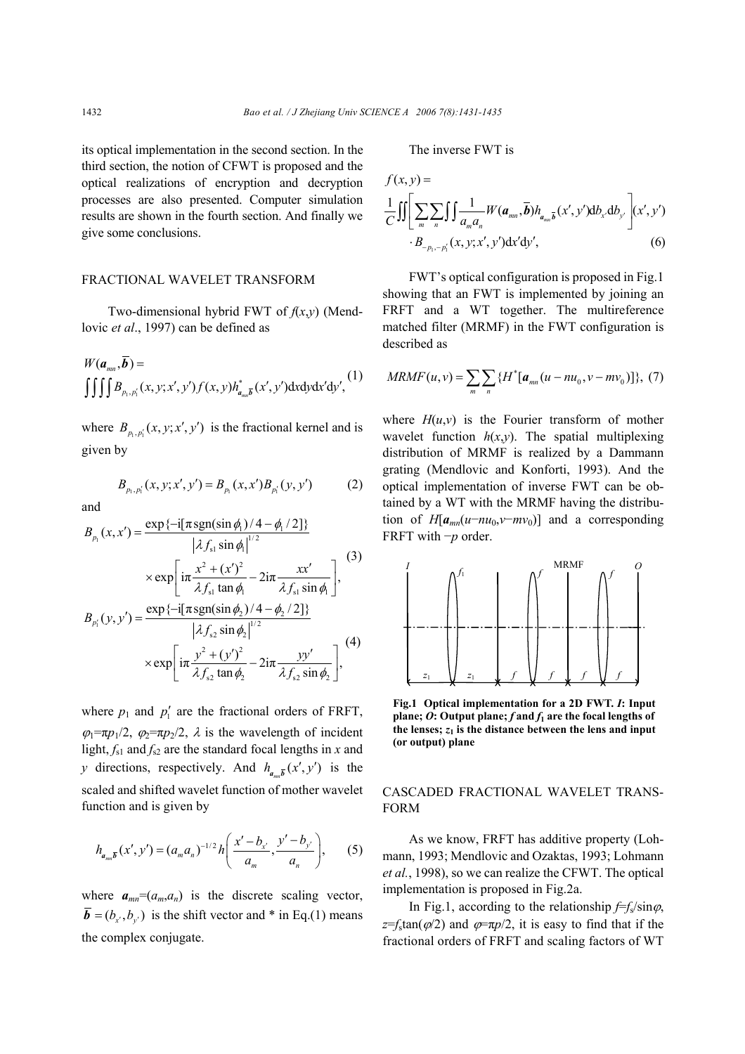its optical implementation in the second section. In the third section, the notion of CFWT is proposed and the optical realizations of encryption and decryption processes are also presented. Computer simulation results are shown in the fourth section. And finally we give some conclusions.

## FRACTIONAL WAVELET TRANSFORM

Two-dimensional hybrid FWT of $f(x,y)$ (Mendlovic *et al*., 1997) can be defined as

$$W(\boldsymbol{a}_{mn},\overline{\boldsymbol{b}})=\iiiint B_{p_1,p_1'}(x,y;x',y')f(x,y)h^*_{\boldsymbol{a}_{mn}\overline{\boldsymbol{b}}}(x',y')\mathrm{d}x\mathrm{d}y\mathrm{d}x'\mathrm{d}y', \tag{1}$$

where $B_{p_1,p_1'}(x,y;x',y')$ is the fractional kernel and is given by

$$B_{p_1,p_1'}(x,y;x',y')=B_{p_1}(x,x')B_{p_1'}(y,y') \tag{2}$$

and

$$B_{p_1}(x,x')=\frac{\exp\{-\mathrm{i}[\pi\,\mathrm{sgn}(\sin\phi_1)/4-\phi_1/2]\}}{\left|\lambda f_{s1}\sin\phi_1\right|^{1/2}}\times\exp\left[\mathrm{i}\pi\frac{x^2+(x')^2}{\lambda f_{s1}\tan\phi_1}-2\mathrm{i}\pi\frac{xx'}{\lambda f_{s1}\sin\phi_1}\right], \tag{3}$$

$$B_{p_1'}(y,y')=\frac{\exp\{-\mathrm{i}[\pi\,\mathrm{sgn}(\sin\phi_2)/4-\phi_2/2]\}}{\left|\lambda f_{s2}\sin\phi_2\right|^{1/2}}\times\exp\left[\mathrm{i}\pi\frac{y^2+(y')^2}{\lambda f_{s2}\tan\phi_2}-2\mathrm{i}\pi\frac{yy'}{\lambda f_{s2}\sin\phi_2}\right], \tag{4}$$

where $p_1$ and $p_1'$ are the fractional orders of FRFT, $\varphi_1=\pi p_1/2$, $\varphi_2=\pi p_2/2$, $\lambda$ is the wavelength of incident light, $f_{s1}$ and $f_{s2}$ are the standard focal lengths in $x$ and $y$ directions, respectively. And $h_{\boldsymbol{a}_{mn}\overline{\boldsymbol{b}}}(x',y')$ is the scaled and shifted wavelet function of mother wavelet function and is given by

$$h_{\boldsymbol{a}_{mn}\overline{\boldsymbol{b}}}(x',y')=(a_m a_n)^{-1/2}h\left(\frac{x'-b_{x'}}{a_m},\frac{y'-b_{y'}}{a_n}\right), \tag{5}$$

where $\boldsymbol{a}_{mn}=(a_m,a_n)$ is the discrete scaling vector, $\overline{\boldsymbol{b}}=(b_{x'},b_{y'})$ is the shift vector and * in Eq.(1) means the complex conjugate.

The inverse FWT is

$$f(x,y)=\frac{1}{C}\iint\left[\sum_m\sum_n\iint\frac{1}{a_m a_n}W(\boldsymbol{a}_{mn},\overline{\boldsymbol{b}})h_{\boldsymbol{a}_{mn}\overline{\boldsymbol{b}}}(x',y')\mathrm{d}b_{x'}\mathrm{d}b_{y'}\right](x',y')\cdot B_{-p_1,-p_1'}(x,y;x',y')\mathrm{d}x'\mathrm{d}y', \tag{6}$$

FWT's optical configuration is proposed in Fig.1 showing that an FWT is implemented by joining an FRFT and a WT together. The multireference matched filter (MRMF) in the FWT configuration is described as

$$MRMF(u,v)=\sum_m\sum_n\{H^*[\boldsymbol{a}_{mn}(u-nu_0,v-mv_0)]\}, \tag{7}$$

where $H(u,v)$ is the Fourier transform of mother wavelet function $h(x,y)$. The spatial multiplexing distribution of MRMF is realized by a Dammann grating (Mendlovic and Konforti, 1993). And the optical implementation of inverse FWT can be obtained by a WT with the MRMF having the distribution of $H[\boldsymbol{a}_{mn}(u-nu_0,v-mv_0)]$ and a corresponding FRFT with $-p$ order.

**Fig.1 Optical implementation for a 2D FWT. *I*: Input plane; *O*: Output plane; *f* and $f_1$ are the focal lengths of the lenses; $z_1$ is the distance between the lens and input (or output) plane**

## CASCADED FRACTIONAL WAVELET TRANSFORM

As we know, FRFT has additive property (Lohmann, 1993; Mendlovic and Ozaktas, 1993; Lohmann *et al*., 1998), so we can realize the CFWT. The optical implementation is proposed in Fig.2a.

In Fig.1, according to the relationship $f=f_s/\sin\varphi$, $z=f_s\tan(\varphi/2)$ and $\varphi=\pi p/2$, it is easy to find that if the fractional orders of FRFT and scaling factors of WT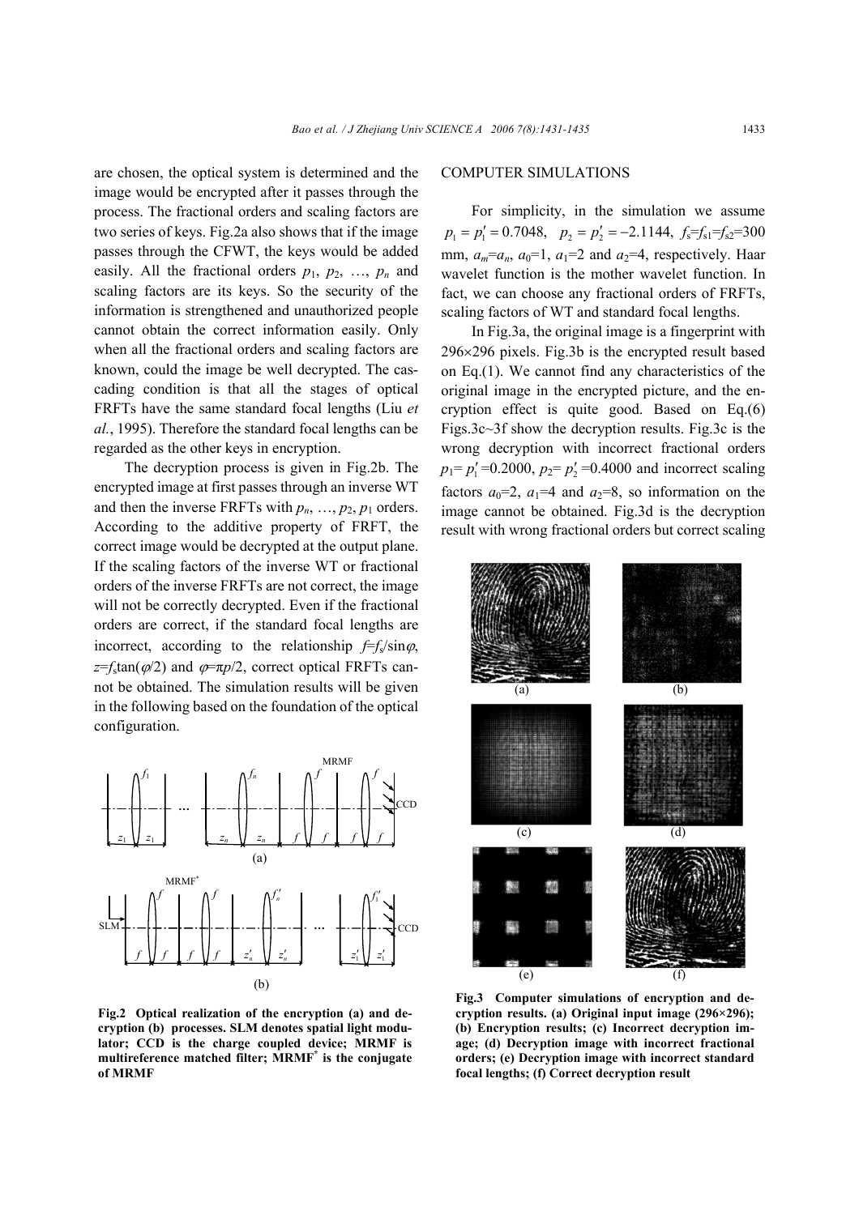are chosen, the optical system is determined and the image would be encrypted after it passes through the process. The fractional orders and scaling factors are two series of keys. Fig.2a also shows that if the image passes through the CFWT, the keys would be added easily. All the fractional orders $p_1$, $p_2$, …, $p_n$ and scaling factors are its keys. So the security of the information is strengthened and unauthorized people cannot obtain the correct information easily. Only when all the fractional orders and scaling factors are known, could the image be well decrypted. The cascading condition is that all the stages of optical FRFTs have the same standard focal lengths (Liu *et al.*, 1995). Therefore the standard focal lengths can be regarded as the other keys in encryption.

The decryption process is given in Fig.2b. The encrypted image at first passes through an inverse WT and then the inverse FRFTs with $p_n$, …, $p_2$, $p_1$ orders. According to the additive property of FRFT, the correct image would be decrypted at the output plane. If the scaling factors of the inverse WT or fractional orders of the inverse FRFTs are not correct, the image will not be correctly decrypted. Even if the fractional orders are correct, if the standard focal lengths are incorrect, according to the relationship $f=f_s/\sin\varphi$, $z=f_s\tan(\varphi/2)$ and $\varphi=\pi p/2$, correct optical FRFTs cannot be obtained. The simulation results will be given in the following based on the foundation of the optical configuration.

**Fig.2 Optical realization of the encryption (a) and decryption (b) processes. SLM denotes spatial light modulator; CCD is the charge coupled device; MRMF is multireference matched filter; MRMF\* is the conjugate of MRMF**

## COMPUTER SIMULATIONS

For simplicity, in the simulation we assume $p_1=p_1'=0.7048$, $p_2=p_2'=-2.1144$, $f_s=f_{s1}=f_{s2}=300$ mm, $a_m=a_n$, $a_0=1$, $a_1=2$ and $a_2=4$, respectively. Haar wavelet function is the mother wavelet function. In fact, we can choose any fractional orders of FRFTs, scaling factors of WT and standard focal lengths.

In Fig.3a, the original image is a fingerprint with 296×296 pixels. Fig.3b is the encrypted result based on Eq.(1). We cannot find any characteristics of the original image in the encrypted picture, and the encryption effect is quite good. Based on Eq.(6) Figs.3c~3f show the decryption results. Fig.3c is the wrong decryption with incorrect fractional orders $p_1=p_1'=0.2000$, $p_2=p_2'=0.4000$ and incorrect scaling factors $a_0=2$, $a_1=4$ and $a_2=8$, so information on the image cannot be obtained. Fig.3d is the decryption result with wrong fractional orders but correct scaling

**Fig.3 Computer simulations of encryption and decryption results. (a) Original input image (296×296); (b) Encryption results; (c) Incorrect decryption image; (d) Decryption image with incorrect fractional orders; (e) Decryption image with incorrect standard focal lengths; (f) Correct decryption result**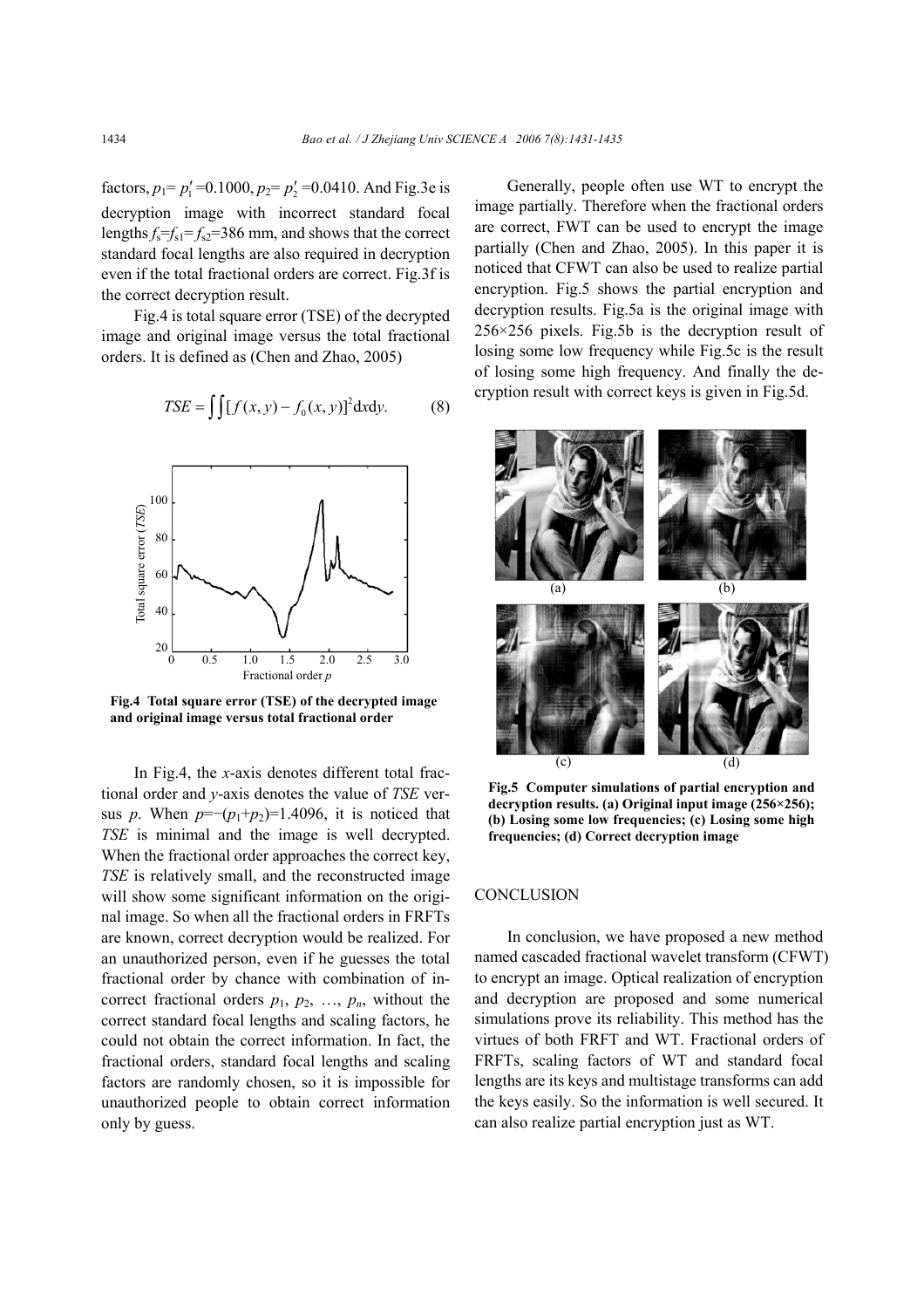factors, $p_1 = p_1' = 0.1000$, $p_2 = p_2' = 0.0410$. And Fig.3e is decryption image with incorrect standard focal lengths $f_s = f_{s1} = f_{s2} = 386$ mm, and shows that the correct standard focal lengths are also required in decryption even if the total fractional orders are correct. Fig.3f is the correct decryption result.

Fig.4 is total square error (TSE) of the decrypted image and original image versus the total fractional orders. It is defined as (Chen and Zhao, 2005)

$$TSE = \iint [f(x, y) - f_0(x, y)]^2 \mathrm{d}x\mathrm{d}y. \tag{8}$$

**Fig.4 Total square error (TSE) of the decrypted image and original image versus total fractional order**

In Fig.4, the $x$-axis denotes different total fractional order and $y$-axis denotes the value of $TSE$ versus $p$. When $p = -(p_1 + p_2) = 1.4096$, it is noticed that $TSE$ is minimal and the image is well decrypted. When the fractional order approaches the correct key, $TSE$ is relatively small, and the reconstructed image will show some significant information on the original image. So when all the fractional orders in FRFTs are known, correct decryption would be realized. For an unauthorized person, even if he guesses the total fractional order by chance with combination of incorrect fractional orders $p_1$, $p_2$, ..., $p_n$, without the correct standard focal lengths and scaling factors, he could not obtain the correct information. In fact, the fractional orders, standard focal lengths and scaling factors are randomly chosen, so it is impossible for unauthorized people to obtain correct information only by guess.

Generally, people often use WT to encrypt the image partially. Therefore when the fractional orders are correct, FWT can be used to encrypt the image partially (Chen and Zhao, 2005). In this paper it is noticed that CFWT can also be used to realize partial encryption. Fig.5 shows the partial encryption and decryption results. Fig.5a is the original image with 256×256 pixels. Fig.5b is the decryption result of losing some low frequency while Fig.5c is the result of losing some high frequency. And finally the decryption result with correct keys is given in Fig.5d.

**Fig.5 Computer simulations of partial encryption and decryption results. (a) Original input image (256×256); (b) Losing some low frequencies; (c) Losing some high frequencies; (d) Correct decryption image**

## CONCLUSION

In conclusion, we have proposed a new method named cascaded fractional wavelet transform (CFWT) to encrypt an image. Optical realization of encryption and decryption are proposed and some numerical simulations prove its reliability. This method has the virtues of both FRFT and WT. Fractional orders of FRFTs, scaling factors of WT and standard focal lengths are its keys and multistage transforms can add the keys easily. So the information is well secured. It can also realize partial encryption just as WT.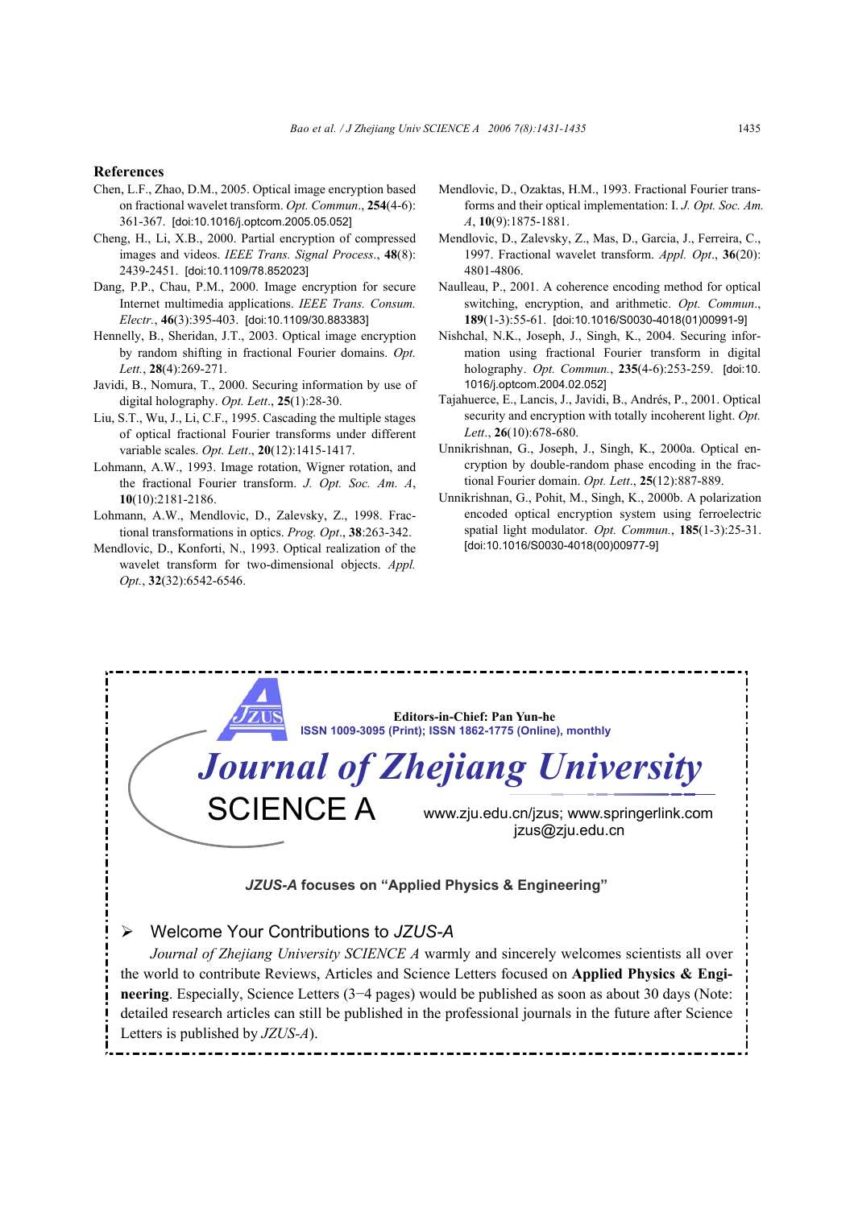## References

Chen, L.F., Zhao, D.M., 2005. Optical image encryption based on fractional wavelet transform. *Opt. Commun*., **254**(4-6): 361-367. [doi:10.1016/j.optcom.2005.05.052]

Cheng, H., Li, X.B., 2000. Partial encryption of compressed images and videos. *IEEE Trans. Signal Process*., **48**(8): 2439-2451. [doi:10.1109/78.852023]

Dang, P.P., Chau, P.M., 2000. Image encryption for secure Internet multimedia applications. *IEEE Trans. Consum. Electr.*, **46**(3):395-403. [doi:10.1109/30.883383]

Hennelly, B., Sheridan, J.T., 2003. Optical image encryption by random shifting in fractional Fourier domains. *Opt. Lett.*, **28**(4):269-271.

Javidi, B., Nomura, T., 2000. Securing information by use of digital holography. *Opt. Lett*., **25**(1):28-30.

Liu, S.T., Wu, J., Li, C.F., 1995. Cascading the multiple stages of optical fractional Fourier transforms under different variable scales. *Opt. Lett*., **20**(12):1415-1417.

Lohmann, A.W., 1993. Image rotation, Wigner rotation, and the fractional Fourier transform. *J. Opt. Soc. Am. A*, **10**(10):2181-2186.

Lohmann, A.W., Mendlovic, D., Zalevsky, Z., 1998. Fractional transformations in optics. *Prog. Opt*., **38**:263-342.

Mendlovic, D., Konforti, N., 1993. Optical realization of the wavelet transform for two-dimensional objects. *Appl. Opt.*, **32**(32):6542-6546.

Mendlovic, D., Ozaktas, H.M., 1993. Fractional Fourier transforms and their optical implementation: I. *J. Opt. Soc. Am. A*, **10**(9):1875-1881.

Mendlovic, D., Zalevsky, Z., Mas, D., Garcia, J., Ferreira, C., 1997. Fractional wavelet transform. *Appl. Opt*., **36**(20): 4801-4806.

Naulleau, P., 2001. A coherence encoding method for optical switching, encryption, and arithmetic. *Opt. Commun*., **189**(1-3):55-61. [doi:10.1016/S0030-4018(01)00991-9]

Nishchal, N.K., Joseph, J., Singh, K., 2004. Securing information using fractional Fourier transform in digital holography. *Opt. Commun.*, **235**(4-6):253-259. [doi:10.1016/j.optcom.2004.02.052]

Tajahuerce, E., Lancis, J., Javidi, B., Andrés, P., 2001. Optical security and encryption with totally incoherent light. *Opt. Lett*., **26**(10):678-680.

Unnikrishnan, G., Joseph, J., Singh, K., 2000a. Optical encryption by double-random phase encoding in the fractional Fourier domain. *Opt. Lett*., **25**(12):887-889.

Unnikrishnan, G., Pohit, M., Singh, K., 2000b. A polarization encoded optical encryption system using ferroelectric spatial light modulator. *Opt. Commun.*, **185**(1-3):25-31. [doi:10.1016/S0030-4018(00)00977-9]

---

**Editors-in-Chief: Pan Yun-he**

**ISSN 1009-3095 (Print); ISSN 1862-1775 (Online), monthly**

# *Journal of Zhejiang University* SCIENCE A

www.zju.edu.cn/jzus; www.springerlink.com
jzus@zju.edu.cn

***JZUS-A*** **focuses on "Applied Physics & Engineering"**

- Welcome Your Contributions to *JZUS-A*

*Journal of Zhejiang University SCIENCE A* warmly and sincerely welcomes scientists all over the world to contribute Reviews, Articles and Science Letters focused on **Applied Physics & Engineering**. Especially, Science Letters (3−4 pages) would be published as soon as about 30 days (Note: detailed research articles can still be published in the professional journals in the future after Science Letters is published by *JZUS-A*).